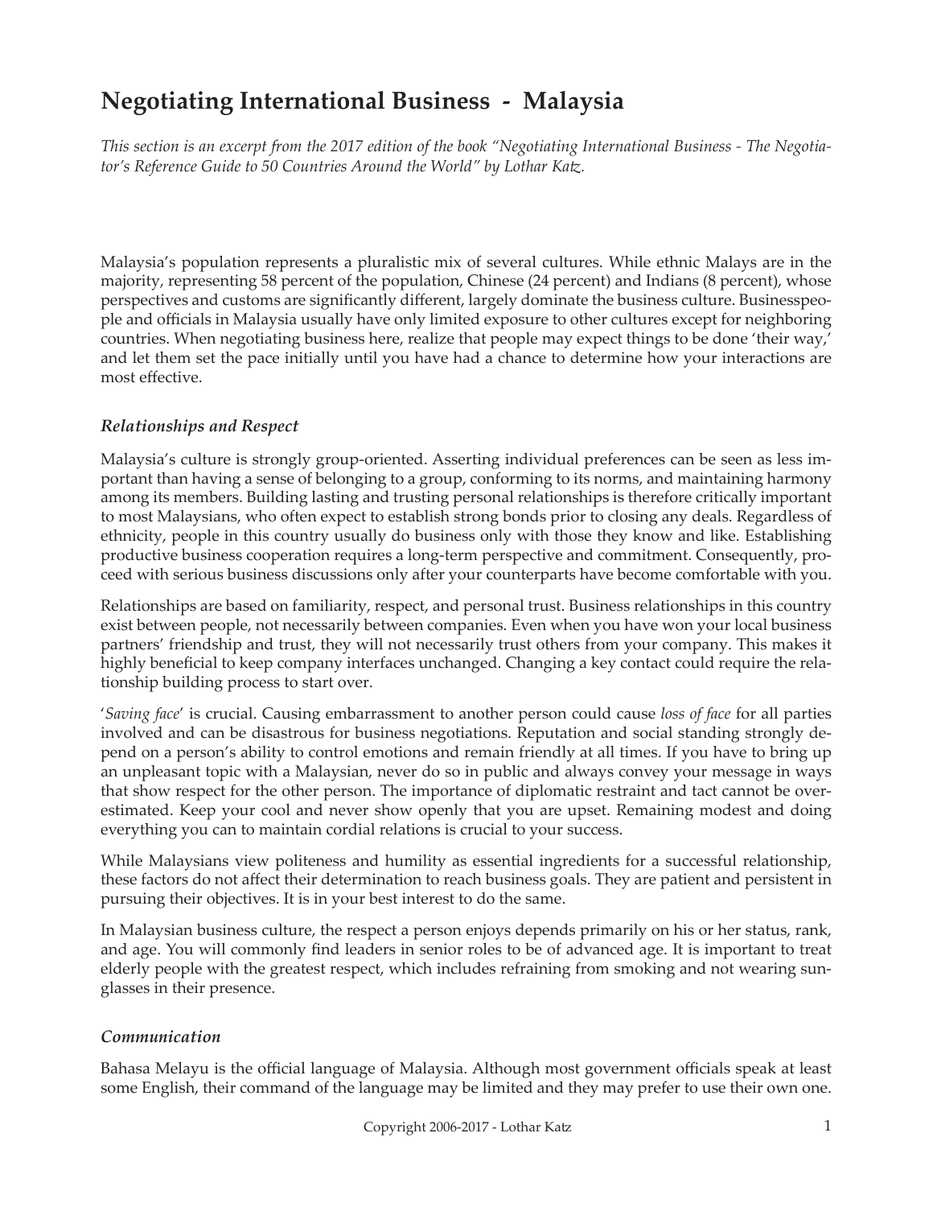# Negotiating International Business - Malaysia

*This section is an excerpt from the 2017 edition of the book "Negotiating International Business - The Negotiator's Reference Guide to 50 Countries Around the World" by Lothar Katz.*

Malaysia's population represents a pluralistic mix of several cultures. While ethnic Malays are in the majority, representing 58 percent of the population, Chinese (24 percent) and Indians (8 percent), whose perspectives and customs are significantly different, largely dominate the business culture. Businesspeople and officials in Malaysia usually have only limited exposure to other cultures except for neighboring countries. When negotiating business here, realize that people may expect things to be done 'their way,' and let them set the pace initially until you have had a chance to determine how your interactions are most effective.

### *Relationships and Respect*

Malaysia's culture is strongly group-oriented. Asserting individual preferences can be seen as less important than having a sense of belonging to a group, conforming to its norms, and maintaining harmony among its members. Building lasting and trusting personal relationships is therefore critically important to most Malaysians, who often expect to establish strong bonds prior to closing any deals. Regardless of ethnicity, people in this country usually do business only with those they know and like. Establishing productive business cooperation requires a long-term perspective and commitment. Consequently, proceed with serious business discussions only after your counterparts have become comfortable with you.

Relationships are based on familiarity, respect, and personal trust. Business relationships in this country exist between people, not necessarily between companies. Even when you have won your local business partners' friendship and trust, they will not necessarily trust others from your company. This makes it highly beneficial to keep company interfaces unchanged. Changing a key contact could require the relationship building process to start over.

'*Saving face*' is crucial. Causing embarrassment to another person could cause *loss of face* for all parties involved and can be disastrous for business negotiations. Reputation and social standing strongly depend on a person's ability to control emotions and remain friendly at all times. If you have to bring up an unpleasant topic with a Malaysian, never do so in public and always convey your message in ways that show respect for the other person. The importance of diplomatic restraint and tact cannot be overestimated. Keep your cool and never show openly that you are upset. Remaining modest and doing everything you can to maintain cordial relations is crucial to your success.

While Malaysians view politeness and humility as essential ingredients for a successful relationship, these factors do not affect their determination to reach business goals. They are patient and persistent in pursuing their objectives. It is in your best interest to do the same.

In Malaysian business culture, the respect a person enjoys depends primarily on his or her status, rank, and age. You will commonly find leaders in senior roles to be of advanced age. It is important to treat elderly people with the greatest respect, which includes refraining from smoking and not wearing sunglasses in their presence.

### *Communication*

Bahasa Melayu is the official language of Malaysia. Although most government officials speak at least some English, their command of the language may be limited and they may prefer to use their own one.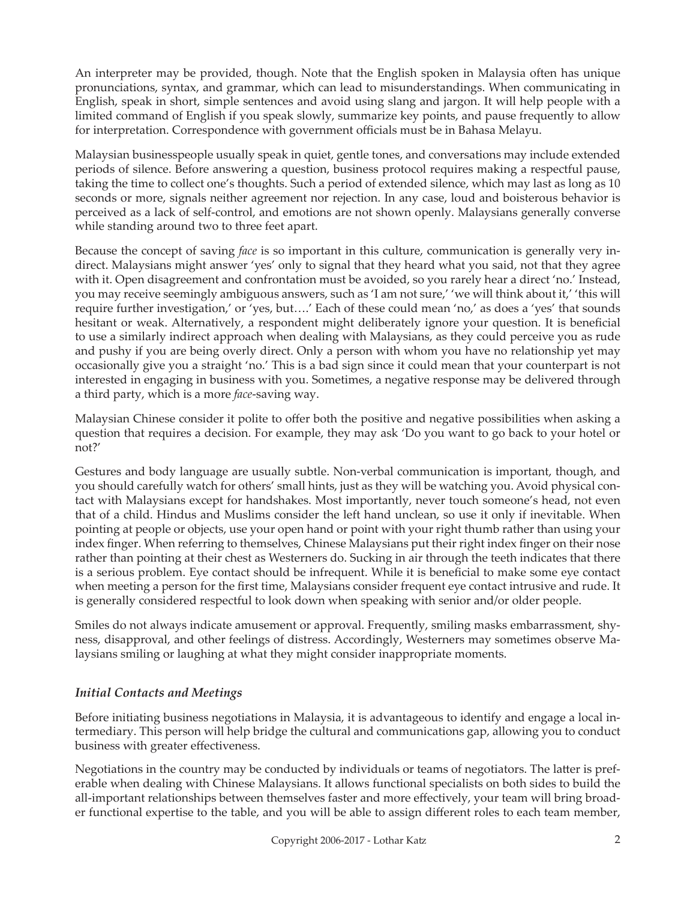An interpreter may be provided, though. Note that the English spoken in Malaysia often has unique pronunciations, syntax, and grammar, which can lead to misunderstandings. When communicating in English, speak in short, simple sentences and avoid using slang and jargon. It will help people with a limited command of English if you speak slowly, summarize key points, and pause frequently to allow for interpretation. Correspondence with government officials must be in Bahasa Melayu.

Malaysian businesspeople usually speak in quiet, gentle tones, and conversations may include extended periods of silence. Before answering a question, business protocol requires making a respectful pause, taking the time to collect one's thoughts. Such a period of extended silence, which may last as long as 10 seconds or more, signals neither agreement nor rejection. In any case, loud and boisterous behavior is perceived as a lack of self-control, and emotions are not shown openly. Malaysians generally converse while standing around two to three feet apart.

Because the concept of saving *face* is so important in this culture, communication is generally very indirect. Malaysians might answer 'yes' only to signal that they heard what you said, not that they agree with it. Open disagreement and confrontation must be avoided, so you rarely hear a direct 'no.' Instead, you may receive seemingly ambiguous answers, such as 'I am not sure,' 'we will think about it,' 'this will require further investigation,' or 'yes, but….' Each of these could mean 'no,' as does a 'yes' that sounds hesitant or weak. Alternatively, a respondent might deliberately ignore your question. It is beneficial to use a similarly indirect approach when dealing with Malaysians, as they could perceive you as rude and pushy if you are being overly direct. Only a person with whom you have no relationship yet may occasionally give you a straight 'no.' This is a bad sign since it could mean that your counterpart is not interested in engaging in business with you. Sometimes, a negative response may be delivered through a third party, which is a more *face*-saving way.

Malaysian Chinese consider it polite to offer both the positive and negative possibilities when asking a question that requires a decision. For example, they may ask 'Do you want to go back to your hotel or not?'

Gestures and body language are usually subtle. Non-verbal communication is important, though, and you should carefully watch for others' small hints, just as they will be watching you. Avoid physical contact with Malaysians except for handshakes. Most importantly, never touch someone's head, not even that of a child. Hindus and Muslims consider the left hand unclean, so use it only if inevitable. When pointing at people or objects, use your open hand or point with your right thumb rather than using your index finger. When referring to themselves, Chinese Malaysians put their right index finger on their nose rather than pointing at their chest as Westerners do. Sucking in air through the teeth indicates that there is a serious problem. Eye contact should be infrequent. While it is beneficial to make some eye contact when meeting a person for the first time, Malaysians consider frequent eye contact intrusive and rude. It is generally considered respectful to look down when speaking with senior and/or older people.

Smiles do not always indicate amusement or approval. Frequently, smiling masks embarrassment, shyness, disapproval, and other feelings of distress. Accordingly, Westerners may sometimes observe Malaysians smiling or laughing at what they might consider inappropriate moments.

### *Initial Contacts and Meetings*

Before initiating business negotiations in Malaysia, it is advantageous to identify and engage a local intermediary. This person will help bridge the cultural and communications gap, allowing you to conduct business with greater effectiveness.

Negotiations in the country may be conducted by individuals or teams of negotiators. The latter is preferable when dealing with Chinese Malaysians. It allows functional specialists on both sides to build the all-important relationships between themselves faster and more effectively, your team will bring broader functional expertise to the table, and you will be able to assign different roles to each team member,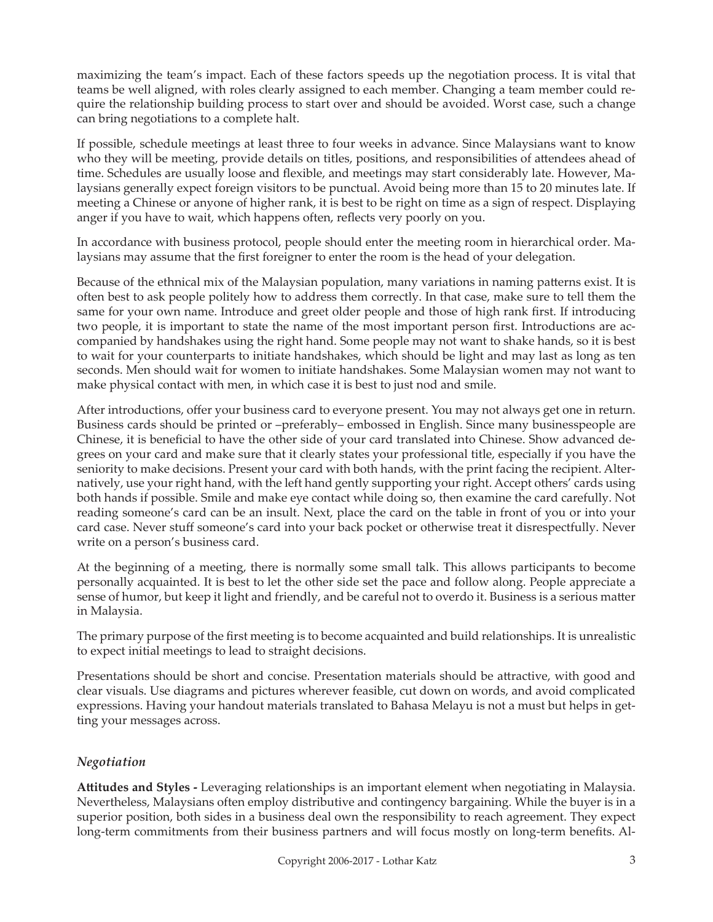maximizing the team's impact. Each of these factors speeds up the negotiation process. It is vital that teams be well aligned, with roles clearly assigned to each member. Changing a team member could require the relationship building process to start over and should be avoided. Worst case, such a change can bring negotiations to a complete halt.

If possible, schedule meetings at least three to four weeks in advance. Since Malaysians want to know who they will be meeting, provide details on titles, positions, and responsibilities of attendees ahead of time. Schedules are usually loose and flexible, and meetings may start considerably late. However, Malaysians generally expect foreign visitors to be punctual. Avoid being more than 15 to 20 minutes late. If meeting a Chinese or anyone of higher rank, it is best to be right on time as a sign of respect. Displaying anger if you have to wait, which happens often, reflects very poorly on you.

In accordance with business protocol, people should enter the meeting room in hierarchical order. Malaysians may assume that the first foreigner to enter the room is the head of your delegation.

Because of the ethnical mix of the Malaysian population, many variations in naming patterns exist. It is often best to ask people politely how to address them correctly. In that case, make sure to tell them the same for your own name. Introduce and greet older people and those of high rank first. If introducing two people, it is important to state the name of the most important person first. Introductions are accompanied by handshakes using the right hand. Some people may not want to shake hands, so it is best to wait for your counterparts to initiate handshakes, which should be light and may last as long as ten seconds. Men should wait for women to initiate handshakes. Some Malaysian women may not want to make physical contact with men, in which case it is best to just nod and smile.

After introductions, offer your business card to everyone present. You may not always get one in return. Business cards should be printed or –preferably– embossed in English. Since many businesspeople are Chinese, it is beneficial to have the other side of your card translated into Chinese. Show advanced degrees on your card and make sure that it clearly states your professional title, especially if you have the seniority to make decisions. Present your card with both hands, with the print facing the recipient. Alternatively, use your right hand, with the left hand gently supporting your right. Accept others' cards using both hands if possible. Smile and make eye contact while doing so, then examine the card carefully. Not reading someone's card can be an insult. Next, place the card on the table in front of you or into your card case. Never stuff someone's card into your back pocket or otherwise treat it disrespectfully. Never write on a person's business card.

At the beginning of a meeting, there is normally some small talk. This allows participants to become personally acquainted. It is best to let the other side set the pace and follow along. People appreciate a sense of humor, but keep it light and friendly, and be careful not to overdo it. Business is a serious matter in Malaysia.

The primary purpose of the first meeting is to become acquainted and build relationships. It is unrealistic to expect initial meetings to lead to straight decisions.

Presentations should be short and concise. Presentation materials should be attractive, with good and clear visuals. Use diagrams and pictures wherever feasible, cut down on words, and avoid complicated expressions. Having your handout materials translated to Bahasa Melayu is not a must but helps in getting your messages across.

### *Negotiation*

**Attitudes and Styles -** Leveraging relationships is an important element when negotiating in Malaysia. Nevertheless, Malaysians often employ distributive and contingency bargaining. While the buyer is in a superior position, both sides in a business deal own the responsibility to reach agreement. They expect long-term commitments from their business partners and will focus mostly on long-term benefits. Al-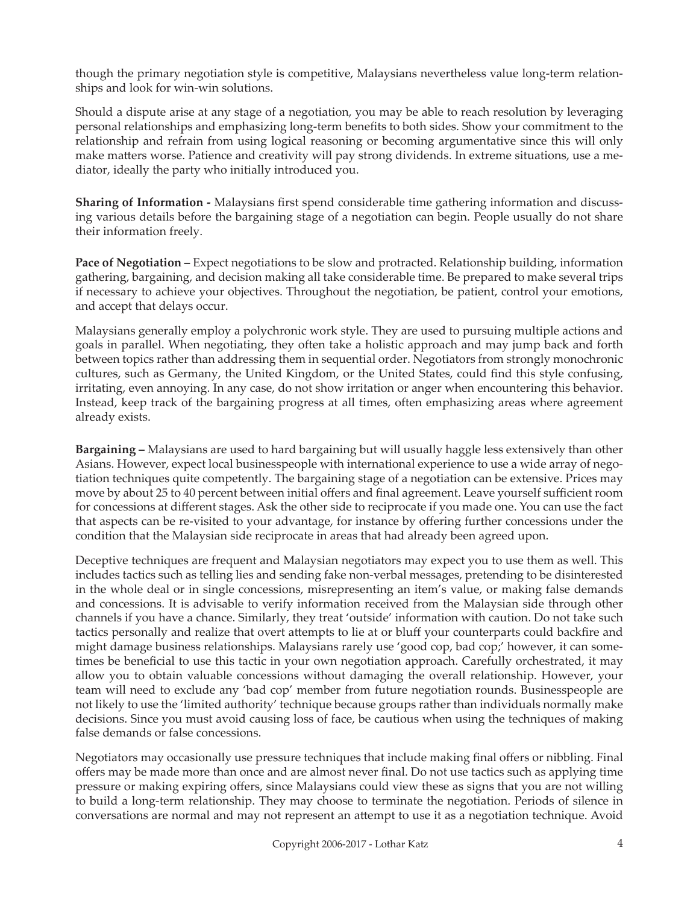though the primary negotiation style is competitive, Malaysians nevertheless value long-term relationships and look for win-win solutions.

Should a dispute arise at any stage of a negotiation, you may be able to reach resolution by leveraging personal relationships and emphasizing long-term benefits to both sides. Show your commitment to the relationship and refrain from using logical reasoning or becoming argumentative since this will only make matters worse. Patience and creativity will pay strong dividends. In extreme situations, use a mediator, ideally the party who initially introduced you.

**Sharing of Information -** Malaysians first spend considerable time gathering information and discussing various details before the bargaining stage of a negotiation can begin. People usually do not share their information freely.

**Pace of Negotiation –** Expect negotiations to be slow and protracted. Relationship building, information gathering, bargaining, and decision making all take considerable time. Be prepared to make several trips if necessary to achieve your objectives. Throughout the negotiation, be patient, control your emotions, and accept that delays occur.

Malaysians generally employ a polychronic work style. They are used to pursuing multiple actions and goals in parallel. When negotiating, they often take a holistic approach and may jump back and forth between topics rather than addressing them in sequential order. Negotiators from strongly monochronic cultures, such as Germany, the United Kingdom, or the United States, could find this style confusing, irritating, even annoying. In any case, do not show irritation or anger when encountering this behavior. Instead, keep track of the bargaining progress at all times, often emphasizing areas where agreement already exists.

**Bargaining –** Malaysians are used to hard bargaining but will usually haggle less extensively than other Asians. However, expect local businesspeople with international experience to use a wide array of negotiation techniques quite competently. The bargaining stage of a negotiation can be extensive. Prices may move by about 25 to 40 percent between initial offers and final agreement. Leave yourself sufficient room for concessions at different stages. Ask the other side to reciprocate if you made one. You can use the fact that aspects can be re-visited to your advantage, for instance by offering further concessions under the condition that the Malaysian side reciprocate in areas that had already been agreed upon.

Deceptive techniques are frequent and Malaysian negotiators may expect you to use them as well. This includes tactics such as telling lies and sending fake non-verbal messages, pretending to be disinterested in the whole deal or in single concessions, misrepresenting an item's value, or making false demands and concessions. It is advisable to verify information received from the Malaysian side through other channels if you have a chance. Similarly, they treat 'outside' information with caution. Do not take such tactics personally and realize that overt attempts to lie at or bluff your counterparts could backfire and might damage business relationships. Malaysians rarely use 'good cop, bad cop;' however, it can sometimes be beneficial to use this tactic in your own negotiation approach. Carefully orchestrated, it may allow you to obtain valuable concessions without damaging the overall relationship. However, your team will need to exclude any 'bad cop' member from future negotiation rounds. Businesspeople are not likely to use the 'limited authority' technique because groups rather than individuals normally make decisions. Since you must avoid causing loss of face, be cautious when using the techniques of making false demands or false concessions.

Negotiators may occasionally use pressure techniques that include making final offers or nibbling. Final offers may be made more than once and are almost never final. Do not use tactics such as applying time pressure or making expiring offers, since Malaysians could view these as signs that you are not willing to build a long-term relationship. They may choose to terminate the negotiation. Periods of silence in conversations are normal and may not represent an attempt to use it as a negotiation technique. Avoid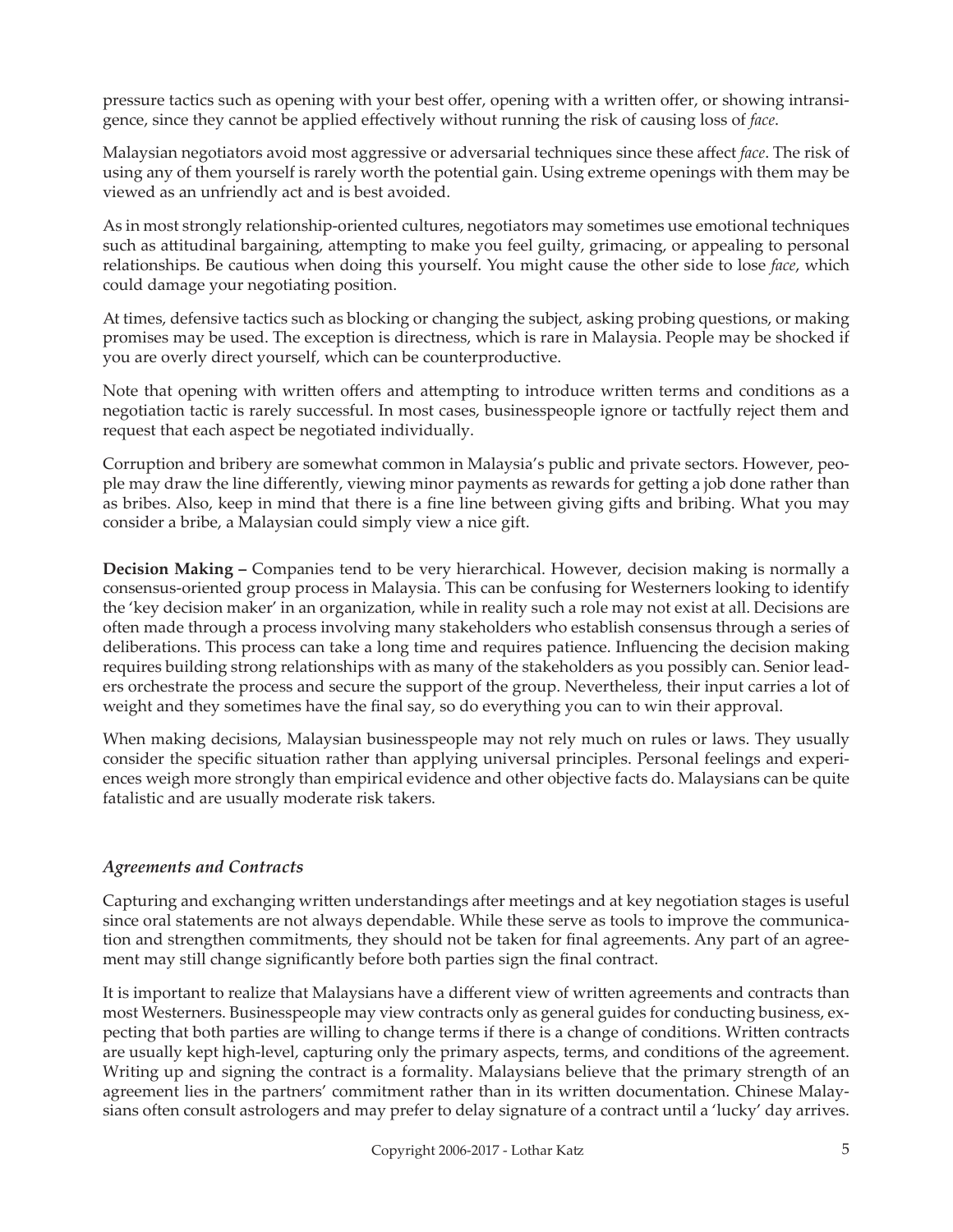pressure tactics such as opening with your best offer, opening with a written offer, or showing intransigence, since they cannot be applied effectively without running the risk of causing loss of *face*.

Malaysian negotiators avoid most aggressive or adversarial techniques since these affect *face*. The risk of using any of them yourself is rarely worth the potential gain. Using extreme openings with them may be viewed as an unfriendly act and is best avoided.

As in most strongly relationship-oriented cultures, negotiators may sometimes use emotional techniques such as attitudinal bargaining, attempting to make you feel guilty, grimacing, or appealing to personal relationships. Be cautious when doing this yourself. You might cause the other side to lose *face*, which could damage your negotiating position.

At times, defensive tactics such as blocking or changing the subject, asking probing questions, or making promises may be used. The exception is directness, which is rare in Malaysia. People may be shocked if you are overly direct yourself, which can be counterproductive.

Note that opening with written offers and attempting to introduce written terms and conditions as a negotiation tactic is rarely successful. In most cases, businesspeople ignore or tactfully reject them and request that each aspect be negotiated individually.

Corruption and bribery are somewhat common in Malaysia's public and private sectors. However, people may draw the line differently, viewing minor payments as rewards for getting a job done rather than as bribes. Also, keep in mind that there is a fine line between giving gifts and bribing. What you may consider a bribe, a Malaysian could simply view a nice gift.

**Decision Making –** Companies tend to be very hierarchical. However, decision making is normally a consensus-oriented group process in Malaysia. This can be confusing for Westerners looking to identify the 'key decision maker' in an organization, while in reality such a role may not exist at all. Decisions are often made through a process involving many stakeholders who establish consensus through a series of deliberations. This process can take a long time and requires patience. Influencing the decision making requires building strong relationships with as many of the stakeholders as you possibly can. Senior leaders orchestrate the process and secure the support of the group. Nevertheless, their input carries a lot of weight and they sometimes have the final say, so do everything you can to win their approval.

When making decisions, Malaysian businesspeople may not rely much on rules or laws. They usually consider the specific situation rather than applying universal principles. Personal feelings and experiences weigh more strongly than empirical evidence and other objective facts do. Malaysians can be quite fatalistic and are usually moderate risk takers.

### *Agreements and Contracts*

Capturing and exchanging written understandings after meetings and at key negotiation stages is useful since oral statements are not always dependable. While these serve as tools to improve the communication and strengthen commitments, they should not be taken for final agreements. Any part of an agreement may still change significantly before both parties sign the final contract.

It is important to realize that Malaysians have a different view of written agreements and contracts than most Westerners. Businesspeople may view contracts only as general guides for conducting business, expecting that both parties are willing to change terms if there is a change of conditions. Written contracts are usually kept high-level, capturing only the primary aspects, terms, and conditions of the agreement. Writing up and signing the contract is a formality. Malaysians believe that the primary strength of an agreement lies in the partners' commitment rather than in its written documentation. Chinese Malaysians often consult astrologers and may prefer to delay signature of a contract until a 'lucky' day arrives.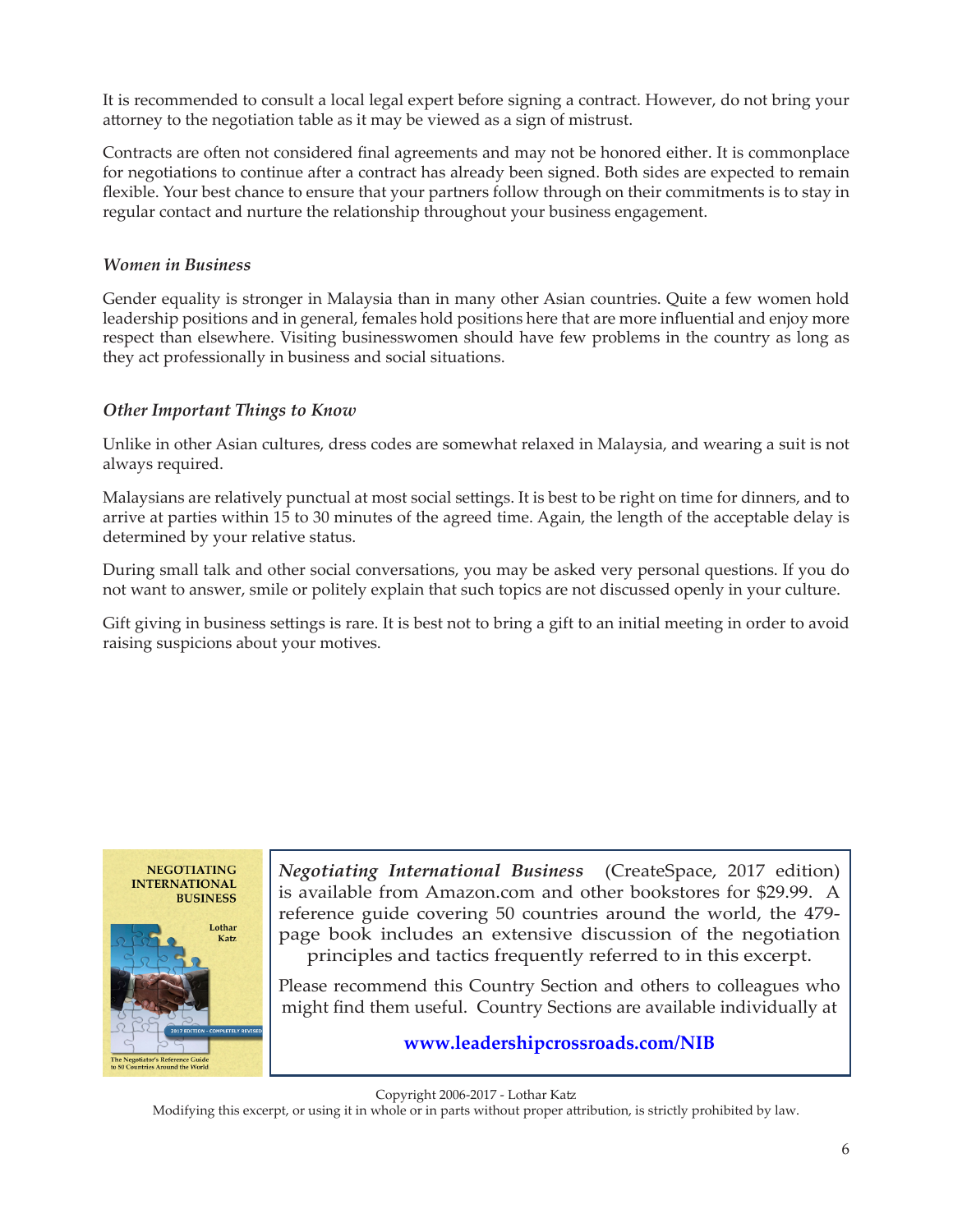It is recommended to consult a local legal expert before signing a contract. However, do not bring your attorney to the negotiation table as it may be viewed as a sign of mistrust.

Contracts are often not considered final agreements and may not be honored either. It is commonplace for negotiations to continue after a contract has already been signed. Both sides are expected to remain flexible. Your best chance to ensure that your partners follow through on their commitments is to stay in regular contact and nurture the relationship throughout your business engagement.

### *Women in Business*

Gender equality is stronger in Malaysia than in many other Asian countries. Quite a few women hold leadership positions and in general, females hold positions here that are more influential and enjoy more respect than elsewhere. Visiting businesswomen should have few problems in the country as long as they act professionally in business and social situations.

### *Other Important Things to Know*

Unlike in other Asian cultures, dress codes are somewhat relaxed in Malaysia, and wearing a suit is not always required.

Malaysians are relatively punctual at most social settings. It is best to be right on time for dinners, and to arrive at parties within 15 to 30 minutes of the agreed time. Again, the length of the acceptable delay is determined by your relative status.

During small talk and other social conversations, you may be asked very personal questions. If you do not want to answer, smile or politely explain that such topics are not discussed openly in your culture.

Gift giving in business settings is rare. It is best not to bring a gift to an initial meeting in order to avoid raising suspicions about your motives.

NEGOTIATING INTERNATIONAL BUSINESS

Lothar Katz

2017 EDITION - COMPLETELY REVISED

The Negotiator's Reference Guide to 50 Countries Around the World

*Negotiating International Business* (CreateSpace, 2017 edition) is available from Amazon.com and other bookstores for $29.99. A reference guide covering 50 countries around the world, the 479-page book includes an extensive discussion of the negotiation principles and tactics frequently referred to in this excerpt.

Please recommend this Country Section and others to colleagues who might find them useful. Country Sections are available individually at

**www.leadershipcrossroads.com/NIB**

Copyright 2006-2017 - Lothar Katz

Modifying this excerpt, or using it in whole or in parts without proper attribution, is strictly prohibited by law.